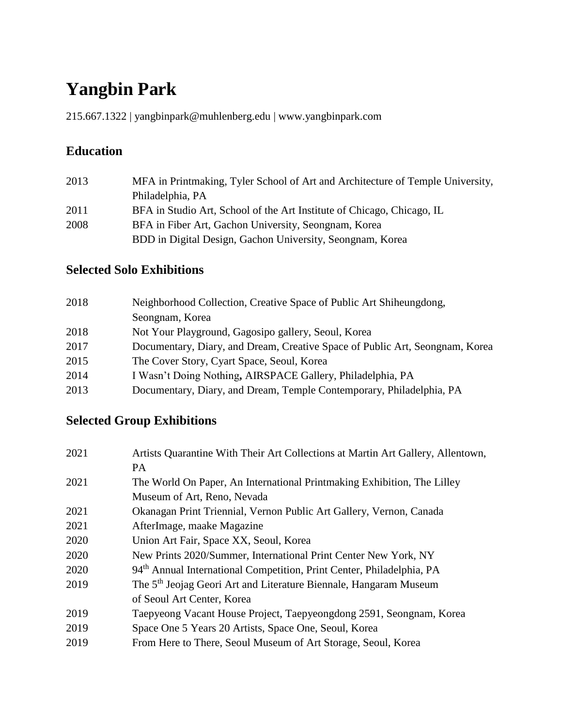# Yangbin Park

215.667.1322 | yangbinpark@muhlenberg.edu | www.yangbinpark.com

## Education

2013 MFA in Printmaking, Tyler School of Art and Architecture of Temple University, Philadelphia, PA
2011 BFA in Studio Art, School of the Art Institute of Chicago, Chicago, IL
2008 BFA in Fiber Art, Gachon University, Seongnam, Korea
BDD in Digital Design, Gachon University, Seongnam, Korea

## Selected Solo Exhibitions

2018 Neighborhood Collection, Creative Space of Public Art Shiheungdong, Seongnam, Korea
2018 Not Your Playground, Gagosipo gallery, Seoul, Korea
2017 Documentary, Diary, and Dream, Creative Space of Public Art, Seongnam, Korea
2015 The Cover Story, Cyart Space, Seoul, Korea
2014 I Wasn't Doing Nothing**,** AIRSPACE Gallery, Philadelphia, PA
2013 Documentary, Diary, and Dream, Temple Contemporary, Philadelphia, PA

## Selected Group Exhibitions

2021 Artists Quarantine With Their Art Collections at Martin Art Gallery, Allentown, PA
2021 The World On Paper, An International Printmaking Exhibition, The Lilley Museum of Art, Reno, Nevada
2021 Okanagan Print Triennial, Vernon Public Art Gallery, Vernon, Canada
2021 AfterImage, maake Magazine
2020 Union Art Fair, Space XX, Seoul, Korea
2020 New Prints 2020/Summer, International Print Center New York, NY
2020 94th Annual International Competition, Print Center, Philadelphia, PA
2019 The 5th Jeojag Geori Art and Literature Biennale, Hangaram Museum of Seoul Art Center, Korea
2019 Taepyeong Vacant House Project, Taepyeongdong 2591, Seongnam, Korea
2019 Space One 5 Years 20 Artists, Space One, Seoul, Korea
2019 From Here to There, Seoul Museum of Art Storage, Seoul, Korea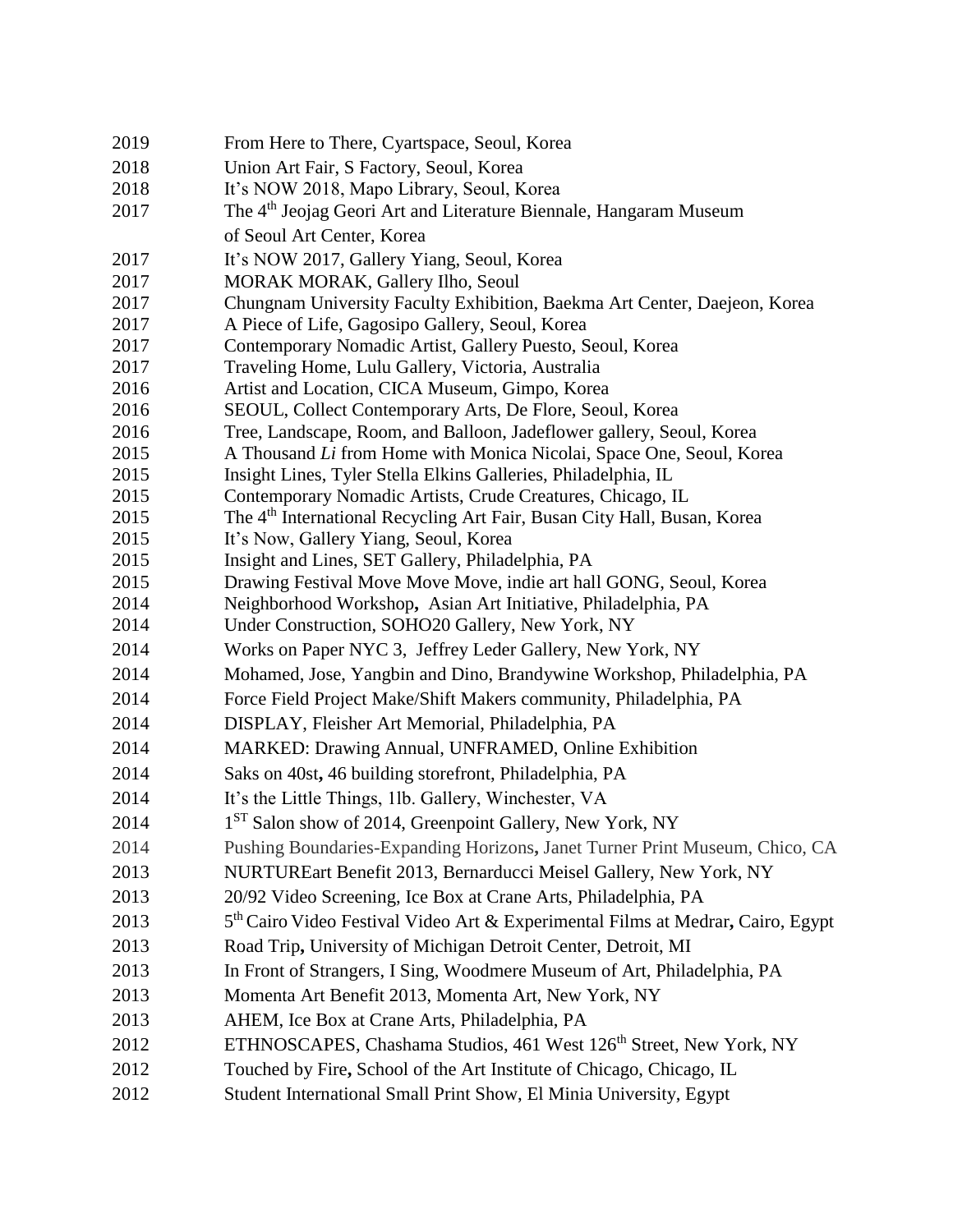2019 From Here to There, Cyartspace, Seoul, Korea
2018 Union Art Fair, S Factory, Seoul, Korea
2018 It's NOW 2018, Mapo Library, Seoul, Korea
2017 The 4th Jeojag Geori Art and Literature Biennale, Hangaram Museum of Seoul Art Center, Korea
2017 It's NOW 2017, Gallery Yiang, Seoul, Korea
2017 MORAK MORAK, Gallery Ilho, Seoul
2017 Chungnam University Faculty Exhibition, Baekma Art Center, Daejeon, Korea
2017 A Piece of Life, Gagosipo Gallery, Seoul, Korea
2017 Contemporary Nomadic Artist, Gallery Puesto, Seoul, Korea
2017 Traveling Home, Lulu Gallery, Victoria, Australia
2016 Artist and Location, CICA Museum, Gimpo, Korea
2016 SEOUL, Collect Contemporary Arts, De Flore, Seoul, Korea
2016 Tree, Landscape, Room, and Balloon, Jadeflower gallery, Seoul, Korea
2015 A Thousand *Li* from Home with Monica Nicolai, Space One, Seoul, Korea
2015 Insight Lines, Tyler Stella Elkins Galleries, Philadelphia, IL
2015 Contemporary Nomadic Artists, Crude Creatures, Chicago, IL
2015 The 4th International Recycling Art Fair, Busan City Hall, Busan, Korea
2015 It's Now, Gallery Yiang, Seoul, Korea
2015 Insight and Lines, SET Gallery, Philadelphia, PA
2015 Drawing Festival Move Move Move, indie art hall GONG, Seoul, Korea
2014 Neighborhood Workshop**,** Asian Art Initiative, Philadelphia, PA
2014 Under Construction, SOHO20 Gallery, New York, NY
2014 Works on Paper NYC 3, Jeffrey Leder Gallery, New York, NY
2014 Mohamed, Jose, Yangbin and Dino, Brandywine Workshop, Philadelphia, PA
2014 Force Field Project Make/Shift Makers community, Philadelphia, PA
2014 DISPLAY, Fleisher Art Memorial, Philadelphia, PA
2014 MARKED: Drawing Annual, UNFRAMED, Online Exhibition
2014 Saks on 40st**,** 46 building storefront, Philadelphia, PA
2014 It's the Little Things, 1lb. Gallery, Winchester, VA
2014 1ST Salon show of 2014, Greenpoint Gallery, New York, NY
2014 Pushing Boundaries-Expanding Horizons**,** Janet Turner Print Museum, Chico, CA
2013 NURTUREart Benefit 2013, Bernarducci Meisel Gallery, New York, NY
2013 20/92 Video Screening, Ice Box at Crane Arts, Philadelphia, PA
2013 5th Cairo Video Festival Video Art & Experimental Films at Medrar**,** Cairo, Egypt
2013 Road Trip**,** University of Michigan Detroit Center, Detroit, MI
2013 In Front of Strangers, I Sing, Woodmere Museum of Art, Philadelphia, PA
2013 Momenta Art Benefit 2013, Momenta Art, New York, NY
2013 AHEM, Ice Box at Crane Arts, Philadelphia, PA
2012 ETHNOSCAPES, Chashama Studios, 461 West 126th Street, New York, NY
2012 Touched by Fire**,** School of the Art Institute of Chicago, Chicago, IL
2012 Student International Small Print Show, El Minia University, Egypt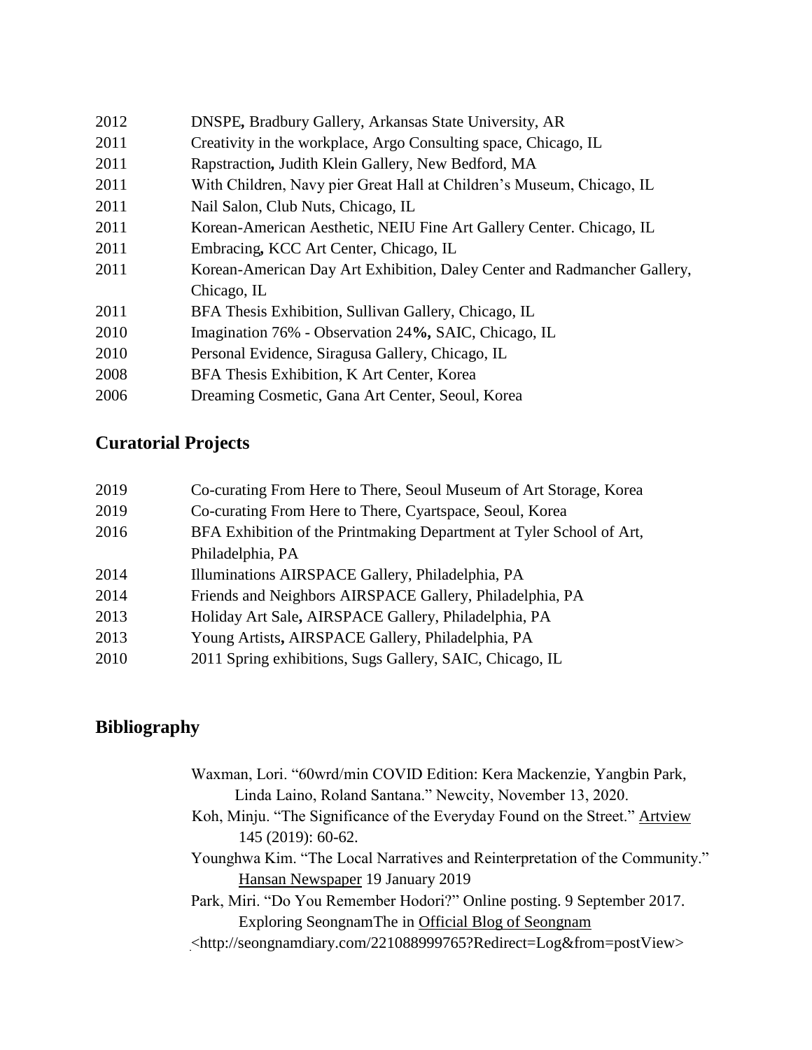2012 DNSPE**,** Bradbury Gallery, Arkansas State University, AR

2011 Creativity in the workplace, Argo Consulting space, Chicago, IL

2011 Rapstraction**,** Judith Klein Gallery, New Bedford, MA

2011 With Children, Navy pier Great Hall at Children's Museum, Chicago, IL

2011 Nail Salon, Club Nuts, Chicago, IL

2011 Korean-American Aesthetic, NEIU Fine Art Gallery Center. Chicago, IL

2011 Embracing**,** KCC Art Center, Chicago, IL

2011 Korean-American Day Art Exhibition, Daley Center and Radmancher Gallery, Chicago, IL

2011 BFA Thesis Exhibition, Sullivan Gallery, Chicago, IL

2010 Imagination 76% - Observation 24**%,** SAIC, Chicago, IL

2010 Personal Evidence, Siragusa Gallery, Chicago, IL

2008 BFA Thesis Exhibition, K Art Center, Korea

2006 Dreaming Cosmetic, Gana Art Center, Seoul, Korea

## Curatorial Projects

2019 Co-curating From Here to There, Seoul Museum of Art Storage, Korea

2019 Co-curating From Here to There, Cyartspace, Seoul, Korea

2016 BFA Exhibition of the Printmaking Department at Tyler School of Art, Philadelphia, PA

2014 Illuminations AIRSPACE Gallery, Philadelphia, PA

2014 Friends and Neighbors AIRSPACE Gallery, Philadelphia, PA

2013 Holiday Art Sale**,** AIRSPACE Gallery, Philadelphia, PA

2013 Young Artists**,** AIRSPACE Gallery, Philadelphia, PA

2010 2011 Spring exhibitions, Sugs Gallery, SAIC, Chicago, IL

## Bibliography

Waxman, Lori. "60wrd/min COVID Edition: Kera Mackenzie, Yangbin Park, Linda Laino, Roland Santana." Newcity, November 13, 2020.

Koh, Minju. "The Significance of the Everyday Found on the Street." Artview 145 (2019): 60-62.

Younghwa Kim. "The Local Narratives and Reinterpretation of the Community." Hansan Newspaper 19 January 2019

Park, Miri. "Do You Remember Hodori?" Online posting. 9 September 2017. Exploring SeongnamThe in Official Blog of Seongnam <http://seongnamdiary.com/221088999765?Redirect=Log&from=postView>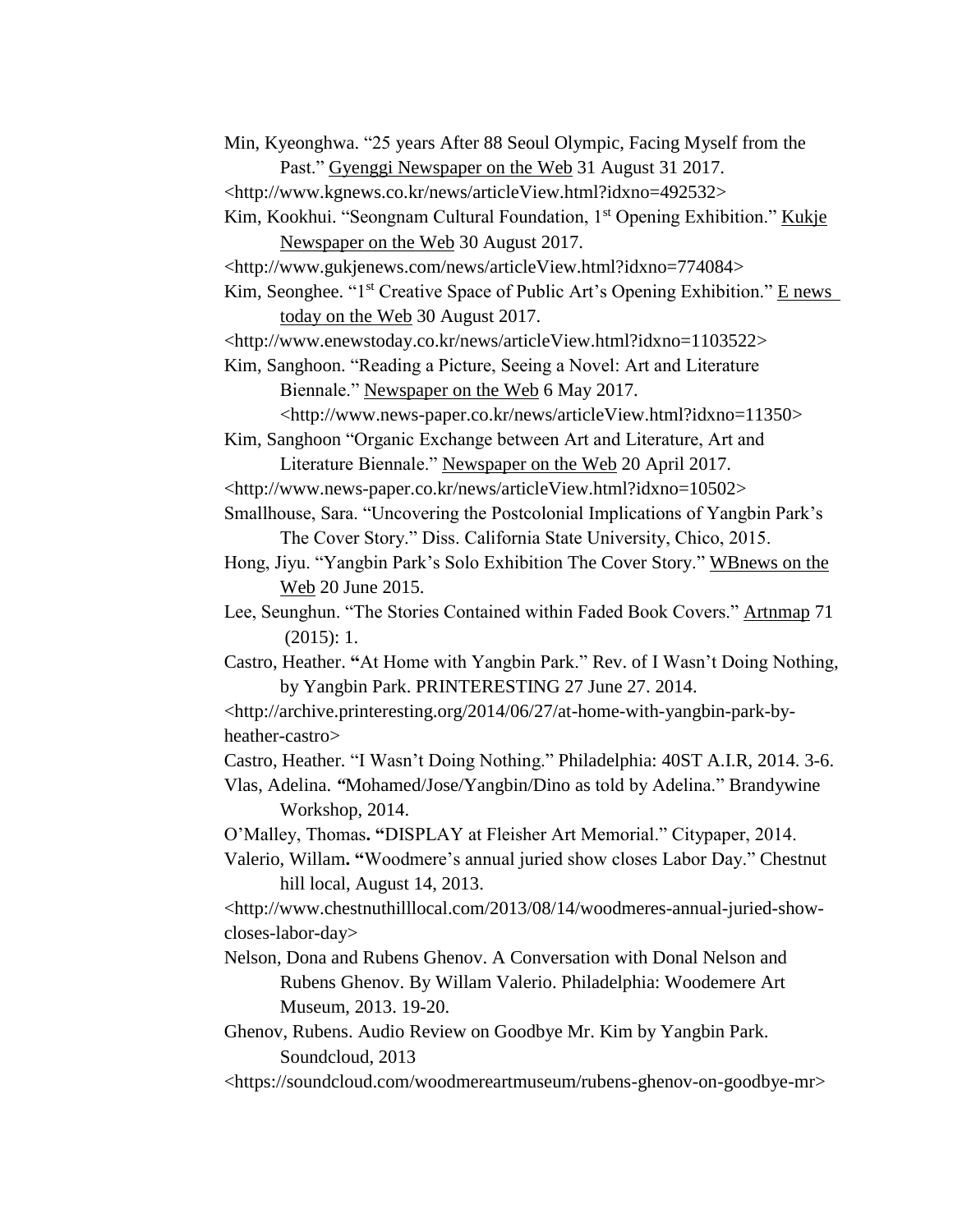Min, Kyeonghwa. "25 years After 88 Seoul Olympic, Facing Myself from the Past." Gyenggi Newspaper on the Web 31 August 31 2017.
<http://www.kgnews.co.kr/news/articleView.html?idxno=492532>

Kim, Kookhui. "Seongnam Cultural Foundation, 1st Opening Exhibition." Kukje Newspaper on the Web 30 August 2017.
<http://www.gukjenews.com/news/articleView.html?idxno=774084>

Kim, Seonghee. "1st Creative Space of Public Art's Opening Exhibition." E news today on the Web 30 August 2017.
<http://www.enewstoday.co.kr/news/articleView.html?idxno=1103522>

Kim, Sanghoon. "Reading a Picture, Seeing a Novel: Art and Literature Biennale." Newspaper on the Web 6 May 2017.
<http://www.news-paper.co.kr/news/articleView.html?idxno=11350>

Kim, Sanghoon "Organic Exchange between Art and Literature, Art and Literature Biennale." Newspaper on the Web 20 April 2017.
<http://www.news-paper.co.kr/news/articleView.html?idxno=10502>

Smallhouse, Sara. "Uncovering the Postcolonial Implications of Yangbin Park's The Cover Story." Diss. California State University, Chico, 2015.

Hong, Jiyu. "Yangbin Park's Solo Exhibition The Cover Story." WBnews on the Web 20 June 2015.

Lee, Seunghun. "The Stories Contained within Faded Book Covers." Artnmap 71 (2015): 1.

Castro, Heather. **"**At Home with Yangbin Park." Rev. of I Wasn't Doing Nothing, by Yangbin Park. PRINTERESTING 27 June 27. 2014.
<http://archive.printeresting.org/2014/06/27/at-home-with-yangbin-park-by-heather-castro>

Castro, Heather. "I Wasn't Doing Nothing." Philadelphia: 40ST A.I.R, 2014. 3-6.

Vlas, Adelina. *"*Mohamed/Jose/Yangbin/Dino as told by Adelina." Brandywine Workshop, 2014.

O'Malley, Thomas**. "**DISPLAY at Fleisher Art Memorial." Citypaper, 2014.

Valerio, Willam**. "**Woodmere's annual juried show closes Labor Day." Chestnut hill local, August 14, 2013.
<http://www.chestnuthilllocal.com/2013/08/14/woodmeres-annual-juried-show-closes-labor-day>

Nelson, Dona and Rubens Ghenov. A Conversation with Donal Nelson and Rubens Ghenov. By Willam Valerio. Philadelphia: Woodemere Art Museum, 2013. 19-20.

Ghenov, Rubens. Audio Review on Goodbye Mr. Kim by Yangbin Park. Soundcloud, 2013
<https://soundcloud.com/woodmereartmuseum/rubens-ghenov-on-goodbye-mr>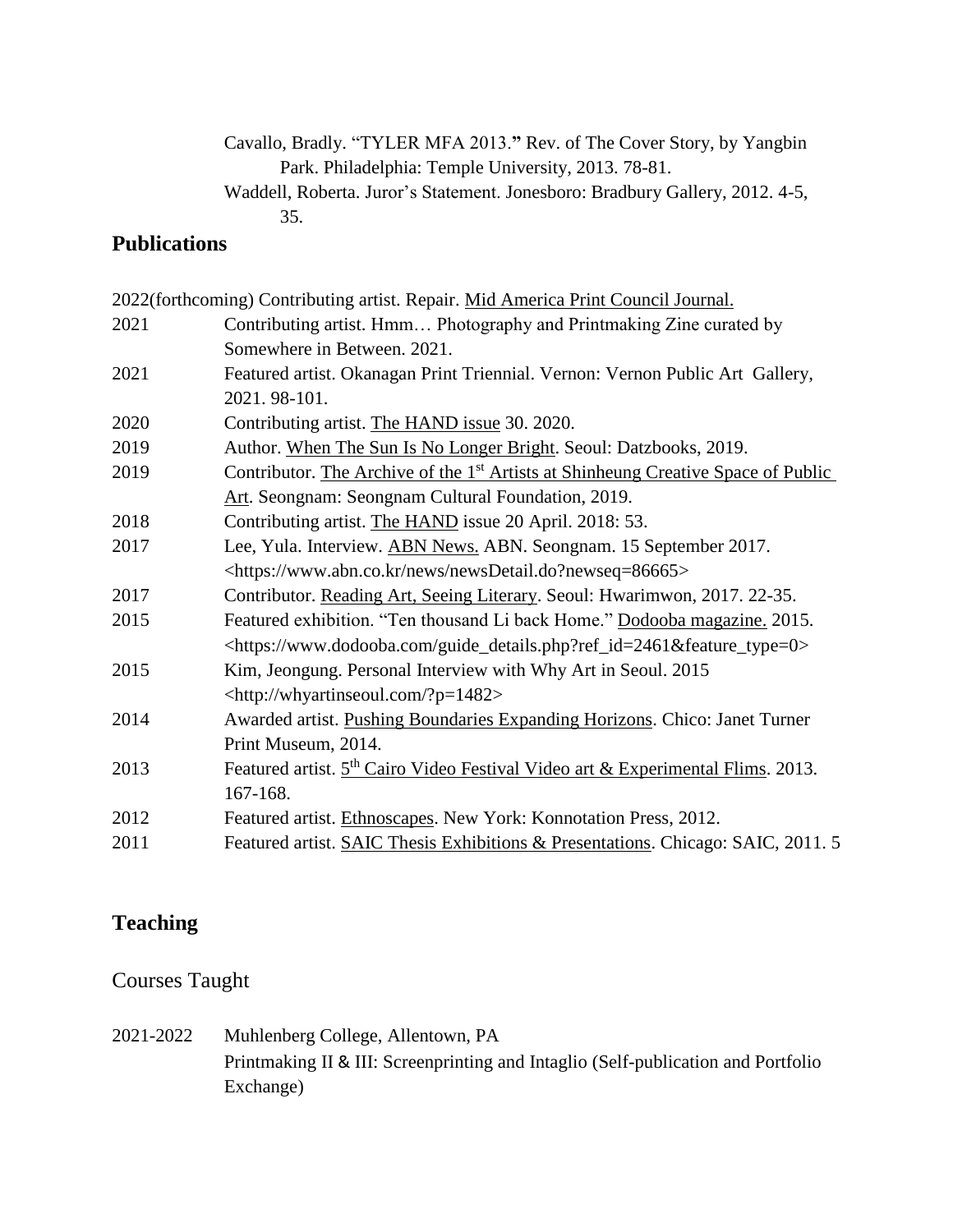Cavallo, Bradly. "TYLER MFA 2013." Rev. of The Cover Story, by Yangbin Park. Philadelphia: Temple University, 2013. 78-81.

Waddell, Roberta. Juror's Statement. Jonesboro: Bradbury Gallery, 2012. 4-5, 35.

## Publications

| | |
|---|---|
| 2022(forthcoming) | Contributing artist. Repair. Mid America Print Council Journal. |
| 2021 | Contributing artist. Hmm… Photography and Printmaking Zine curated by Somewhere in Between. 2021. |
| 2021 | Featured artist. Okanagan Print Triennial. Vernon: Vernon Public Art Gallery, 2021. 98-101. |
| 2020 | Contributing artist. The HAND issue 30. 2020. |
| 2019 | Author. When The Sun Is No Longer Bright. Seoul: Datzbooks, 2019. |
| 2019 | Contributor. The Archive of the 1st Artists at Shinheung Creative Space of Public Art. Seongnam: Seongnam Cultural Foundation, 2019. |
| 2018 | Contributing artist. The HAND issue 20 April. 2018: 53. |
| 2017 | Lee, Yula. Interview. ABN News. ABN. Seongnam. 15 September 2017. <https://www.abn.co.kr/news/newsDetail.do?newseq=86665> |
| 2017 | Contributor. Reading Art, Seeing Literary. Seoul: Hwarimwon, 2017. 22-35. |
| 2015 | Featured exhibition. "Ten thousand Li back Home." Dodooba magazine. 2015. <https://www.dodooba.com/guide_details.php?ref_id=2461&feature_type=0> |
| 2015 | Kim, Jeongung. Personal Interview with Why Art in Seoul. 2015 <http://whyartinseoul.com/?p=1482> |
| 2014 | Awarded artist. Pushing Boundaries Expanding Horizons. Chico: Janet Turner Print Museum, 2014. |
| 2013 | Featured artist. 5th Cairo Video Festival Video art & Experimental Flims. 2013. 167-168. |
| 2012 | Featured artist. Ethnoscapes. New York: Konnotation Press, 2012. |
| 2011 | Featured artist. SAIC Thesis Exhibitions & Presentations. Chicago: SAIC, 2011. 5 |

## Teaching

### Courses Taught

2021-2022 Muhlenberg College, Allentown, PA
Printmaking II & III: Screenprinting and Intaglio (Self-publication and Portfolio Exchange)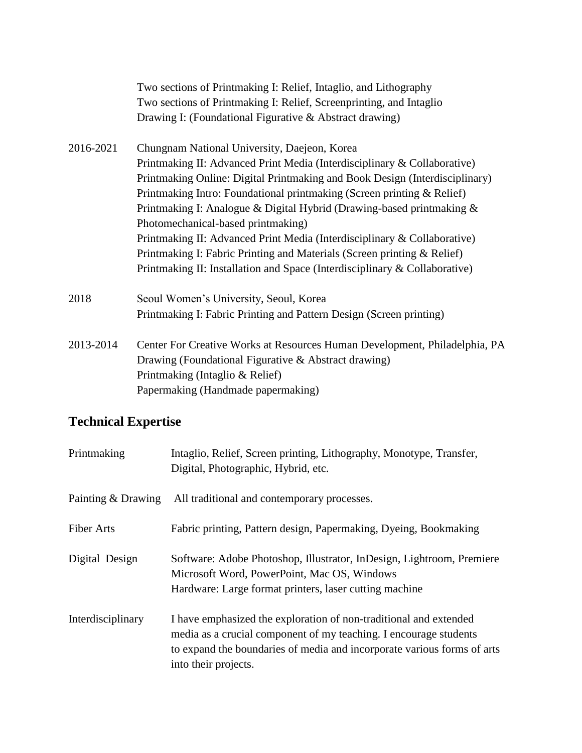Two sections of Printmaking I: Relief, Intaglio, and Lithography
Two sections of Printmaking I: Relief, Screenprinting, and Intaglio
Drawing I: (Foundational Figurative & Abstract drawing)

2016-2021 Chungnam National University, Daejeon, Korea
Printmaking II: Advanced Print Media (Interdisciplinary & Collaborative)
Printmaking Online: Digital Printmaking and Book Design (Interdisciplinary)
Printmaking Intro: Foundational printmaking (Screen printing & Relief)
Printmaking I: Analogue & Digital Hybrid (Drawing-based printmaking & Photomechanical-based printmaking)
Printmaking II: Advanced Print Media (Interdisciplinary & Collaborative)
Printmaking I: Fabric Printing and Materials (Screen printing & Relief)
Printmaking II: Installation and Space (Interdisciplinary & Collaborative)

2018 Seoul Women's University, Seoul, Korea
Printmaking I: Fabric Printing and Pattern Design (Screen printing)

2013-2014 Center For Creative Works at Resources Human Development, Philadelphia, PA
Drawing (Foundational Figurative & Abstract drawing)
Printmaking (Intaglio & Relief)
Papermaking (Handmade papermaking)

## Technical Expertise

Printmaking: Intaglio, Relief, Screen printing, Lithography, Monotype, Transfer, Digital, Photographic, Hybrid, etc.

Painting & Drawing: All traditional and contemporary processes.

Fiber Arts: Fabric printing, Pattern design, Papermaking, Dyeing, Bookmaking

Digital Design: Software: Adobe Photoshop, Illustrator, InDesign, Lightroom, Premiere
Microsoft Word, PowerPoint, Mac OS, Windows
Hardware: Large format printers, laser cutting machine

Interdisciplinary: I have emphasized the exploration of non-traditional and extended media as a crucial component of my teaching. I encourage students to expand the boundaries of media and incorporate various forms of arts into their projects.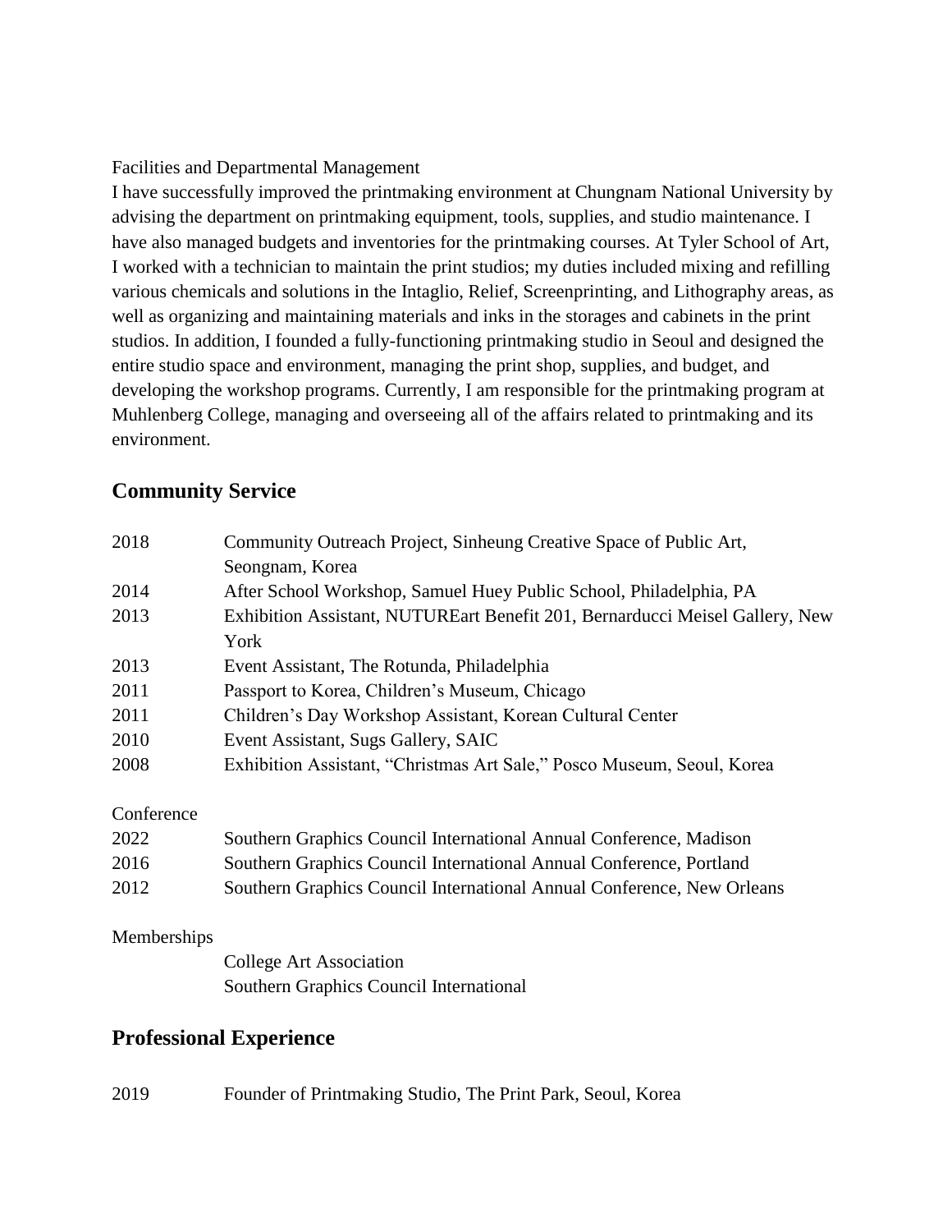Facilities and Departmental Management

I have successfully improved the printmaking environment at Chungnam National University by advising the department on printmaking equipment, tools, supplies, and studio maintenance. I have also managed budgets and inventories for the printmaking courses. At Tyler School of Art, I worked with a technician to maintain the print studios; my duties included mixing and refilling various chemicals and solutions in the Intaglio, Relief, Screenprinting, and Lithography areas, as well as organizing and maintaining materials and inks in the storages and cabinets in the print studios. In addition, I founded a fully-functioning printmaking studio in Seoul and designed the entire studio space and environment, managing the print shop, supplies, and budget, and developing the workshop programs. Currently, I am responsible for the printmaking program at Muhlenberg College, managing and overseeing all of the affairs related to printmaking and its environment.

## Community Service

| | |
|---|---|
| 2018 | Community Outreach Project, Sinheung Creative Space of Public Art, Seongnam, Korea |
| 2014 | After School Workshop, Samuel Huey Public School, Philadelphia, PA |
| 2013 | Exhibition Assistant, NUTUREart Benefit 201, Bernarducci Meisel Gallery, New York |
| 2013 | Event Assistant, The Rotunda, Philadelphia |
| 2011 | Passport to Korea, Children's Museum, Chicago |
| 2011 | Children's Day Workshop Assistant, Korean Cultural Center |
| 2010 | Event Assistant, Sugs Gallery, SAIC |
| 2008 | Exhibition Assistant, "Christmas Art Sale," Posco Museum, Seoul, Korea |

Conference

| | |
|---|---|
| 2022 | Southern Graphics Council International Annual Conference, Madison |
| 2016 | Southern Graphics Council International Annual Conference, Portland |
| 2012 | Southern Graphics Council International Annual Conference, New Orleans |

Memberships

College Art Association
Southern Graphics Council International

## Professional Experience

| | |
|---|---|
| 2019 | Founder of Printmaking Studio, The Print Park, Seoul, Korea |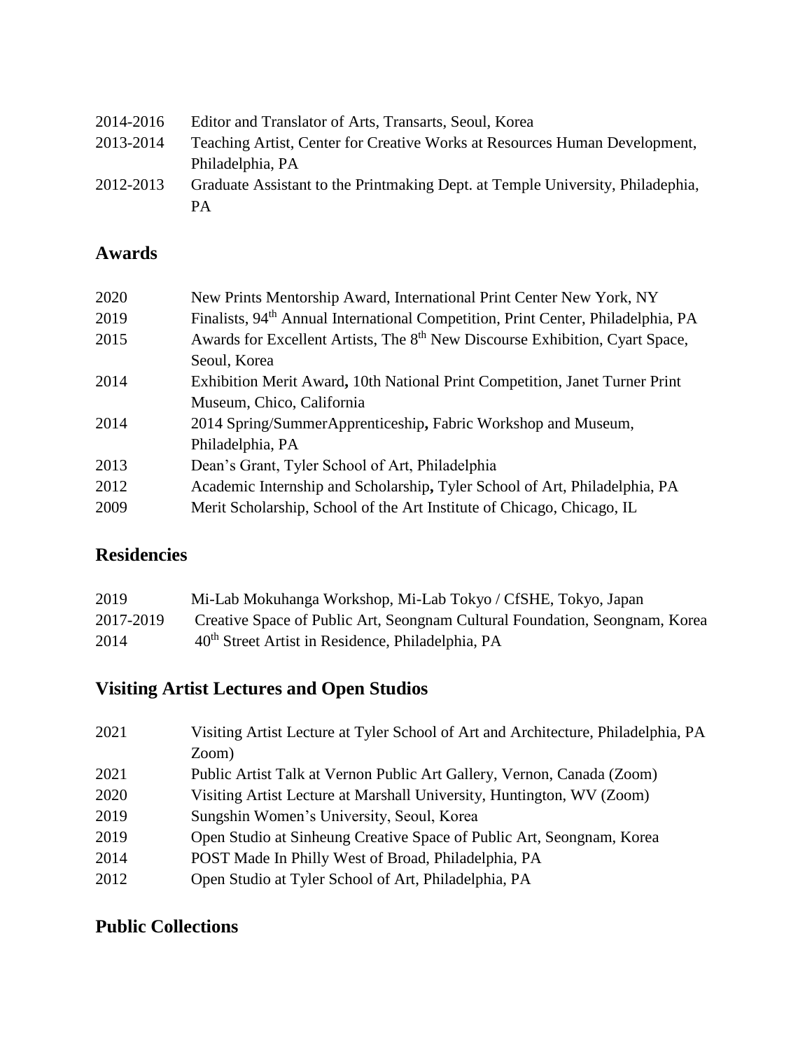2014-2016 Editor and Translator of Arts, Transarts, Seoul, Korea

2013-2014 Teaching Artist, Center for Creative Works at Resources Human Development, Philadelphia, PA

2012-2013 Graduate Assistant to the Printmaking Dept. at Temple University, Philadephia, PA

## Awards

2020 New Prints Mentorship Award, International Print Center New York, NY

2019 Finalists, 94th Annual International Competition, Print Center, Philadelphia, PA

2015 Awards for Excellent Artists, The 8th New Discourse Exhibition, Cyart Space, Seoul, Korea

2014 Exhibition Merit Award**,** 10th National Print Competition, Janet Turner Print Museum, Chico, California

2014 2014 Spring/SummerApprenticeship**,** Fabric Workshop and Museum, Philadelphia, PA

2013 Dean's Grant, Tyler School of Art, Philadelphia

2012 Academic Internship and Scholarship**,** Tyler School of Art, Philadelphia, PA

2009 Merit Scholarship, School of the Art Institute of Chicago, Chicago, IL

## Residencies

2019 Mi-Lab Mokuhanga Workshop, Mi-Lab Tokyo / CfSHE, Tokyo, Japan

2017-2019 Creative Space of Public Art, Seongnam Cultural Foundation, Seongnam, Korea

2014 40th Street Artist in Residence, Philadelphia, PA

## Visiting Artist Lectures and Open Studios

2021 Visiting Artist Lecture at Tyler School of Art and Architecture, Philadelphia, PA Zoom)

2021 Public Artist Talk at Vernon Public Art Gallery, Vernon, Canada (Zoom)

2020 Visiting Artist Lecture at Marshall University, Huntington, WV (Zoom)

2019 Sungshin Women's University, Seoul, Korea

2019 Open Studio at Sinheung Creative Space of Public Art, Seongnam, Korea

2014 POST Made In Philly West of Broad, Philadelphia, PA

2012 Open Studio at Tyler School of Art, Philadelphia, PA

## Public Collections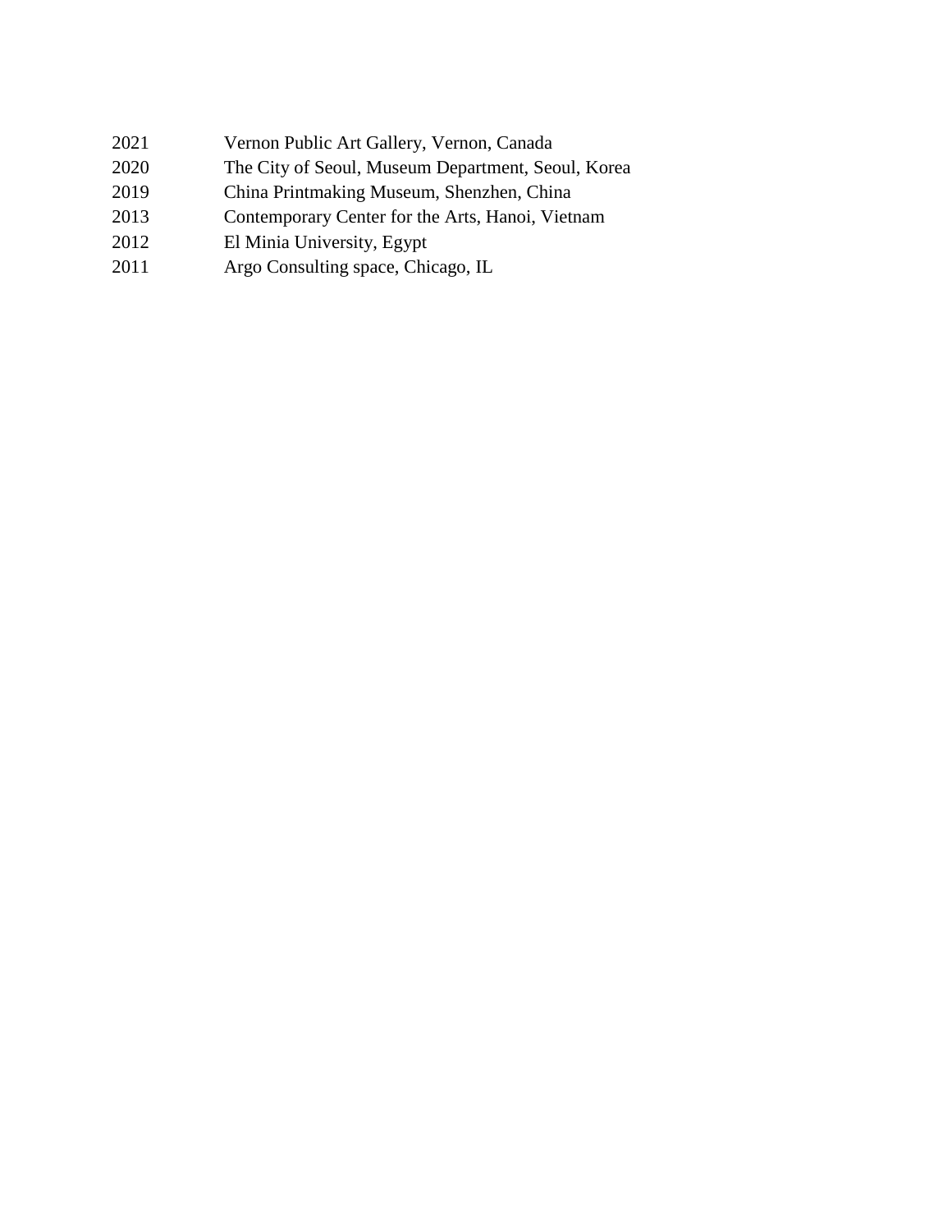2021	Vernon Public Art Gallery, Vernon, Canada
2020	The City of Seoul, Museum Department, Seoul, Korea
2019	China Printmaking Museum, Shenzhen, China
2013	Contemporary Center for the Arts, Hanoi, Vietnam
2012	El Minia University, Egypt
2011	Argo Consulting space, Chicago, IL